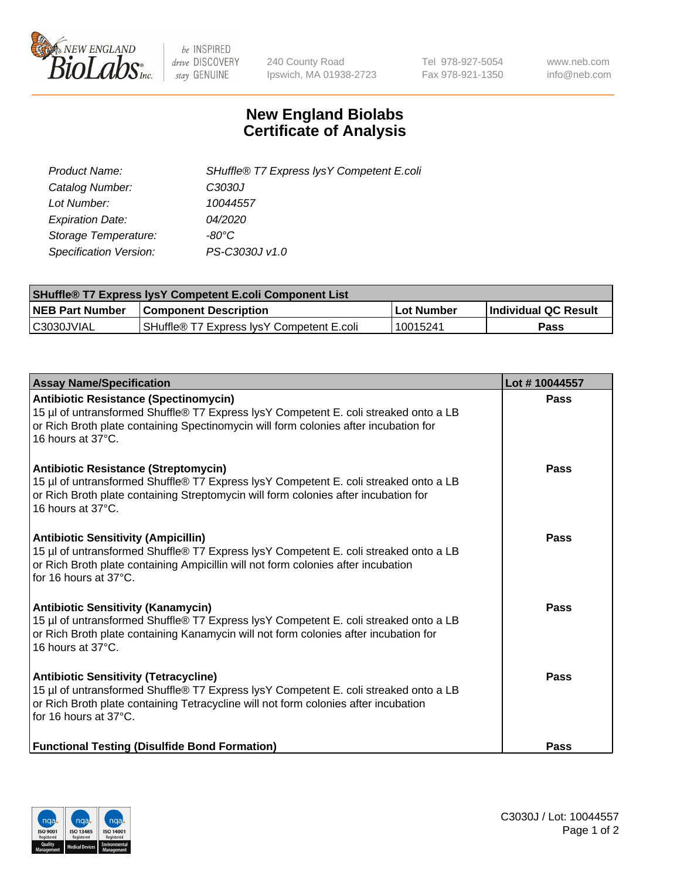# New England Biolabs Certificate of Analysis

| | |
|---|---|
| *Product Name:* | *SHuffle® T7 Express lysY Competent E.coli* |
| *Catalog Number:* | *C3030J* |
| *Lot Number:* | *10044557* |
| *Expiration Date:* | *04/2020* |
| *Storage Temperature:* | *-80°C* |
| *Specification Version:* | *PS-C3030J v1.0* |

| SHuffle® T7 Express lysY Competent E.coli Component List | | | |
|---|---|---|---|
| **NEB Part Number** | **Component Description** | **Lot Number** | **Individual QC Result** |
| C3030JVIAL | SHuffle® T7 Express lysY Competent E.coli | 10015241 | **Pass** |

| Assay Name/Specification | Lot # 10044557 |
|---|---|
| **Antibiotic Resistance (Spectinomycin)**<br>15 µl of untransformed Shuffle® T7 Express lysY Competent E. coli streaked onto a LB or Rich Broth plate containing Spectinomycin will form colonies after incubation for 16 hours at 37°C. | **Pass** |
| **Antibiotic Resistance (Streptomycin)**<br>15 µl of untransformed Shuffle® T7 Express lysY Competent E. coli streaked onto a LB or Rich Broth plate containing Streptomycin will form colonies after incubation for 16 hours at 37°C. | **Pass** |
| **Antibiotic Sensitivity (Ampicillin)**<br>15 µl of untransformed Shuffle® T7 Express lysY Competent E. coli streaked onto a LB or Rich Broth plate containing Ampicillin will not form colonies after incubation for 16 hours at 37°C. | **Pass** |
| **Antibiotic Sensitivity (Kanamycin)**<br>15 µl of untransformed Shuffle® T7 Express lysY Competent E. coli streaked onto a LB or Rich Broth plate containing Kanamycin will not form colonies after incubation for 16 hours at 37°C. | **Pass** |
| **Antibiotic Sensitivity (Tetracycline)**<br>15 µl of untransformed Shuffle® T7 Express lysY Competent E. coli streaked onto a LB or Rich Broth plate containing Tetracycline will not form colonies after incubation for 16 hours at 37°C. | **Pass** |
| **Functional Testing (Disulfide Bond Formation)** | **Pass** |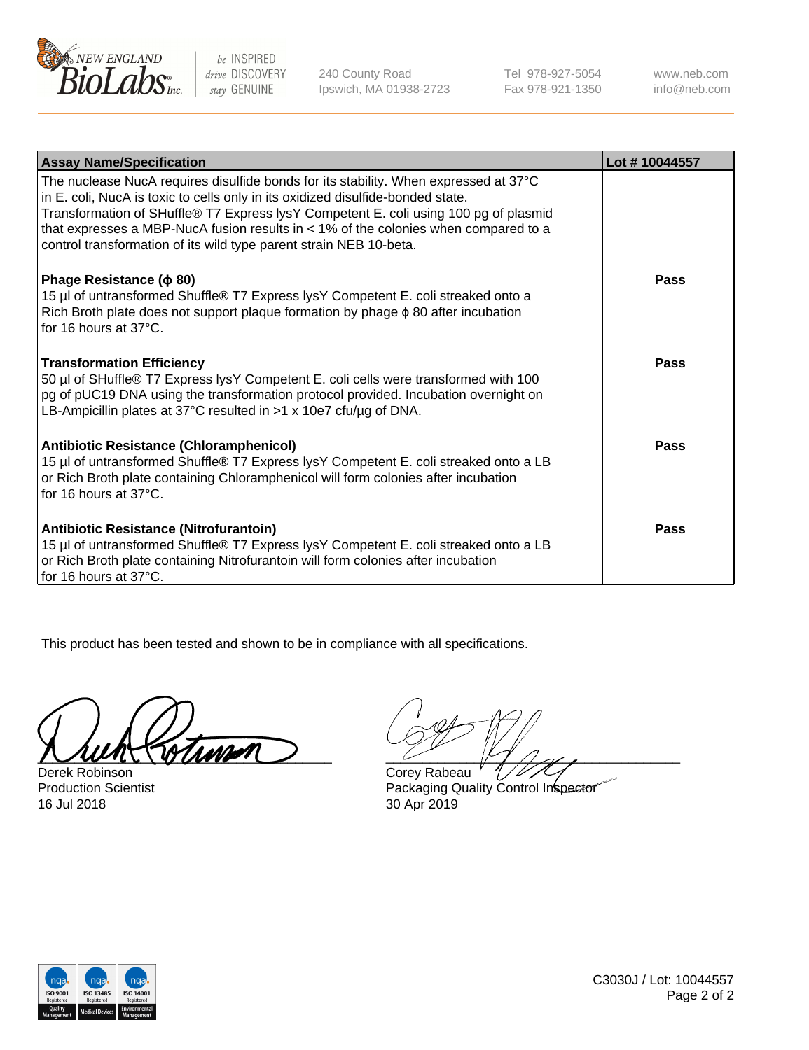240 County Road
Ipswich, MA 01938-2723

Tel 978-927-5054
Fax 978-921-1350

www.neb.com
info@neb.com

| Assay Name/Specification | Lot # 10044557 |
|---|---|
| The nuclease NucA requires disulfide bonds for its stability. When expressed at 37°C in E. coli, NucA is toxic to cells only in its oxidized disulfide-bonded state. Transformation of SHuffle® T7 Express lysY Competent E. coli using 100 pg of plasmid that expresses a MBP-NucA fusion results in < 1% of the colonies when compared to a control transformation of its wild type parent strain NEB 10-beta. | |
| **Phage Resistance (ϕ 80)**<br>15 µl of untransformed Shuffle® T7 Express lysY Competent E. coli streaked onto a Rich Broth plate does not support plaque formation by phage ϕ 80 after incubation for 16 hours at 37°C. | **Pass** |
| **Transformation Efficiency**<br>50 µl of SHuffle® T7 Express lysY Competent E. coli cells were transformed with 100 pg of pUC19 DNA using the transformation protocol provided. Incubation overnight on LB-Ampicillin plates at 37°C resulted in >1 x 10e7 cfu/µg of DNA. | **Pass** |
| **Antibiotic Resistance (Chloramphenicol)**<br>15 µl of untransformed Shuffle® T7 Express lysY Competent E. coli streaked onto a LB or Rich Broth plate containing Chloramphenicol will form colonies after incubation for 16 hours at 37°C. | **Pass** |
| **Antibiotic Resistance (Nitrofurantoin)**<br>15 µl of untransformed Shuffle® T7 Express lysY Competent E. coli streaked onto a LB or Rich Broth plate containing Nitrofurantoin will form colonies after incubation for 16 hours at 37°C. | **Pass** |

This product has been tested and shown to be in compliance with all specifications.

Derek Robinson
Production Scientist
16 Jul 2018

Corey Rabeau
Packaging Quality Control Inspector
30 Apr 2019

C3030J / Lot: 10044557